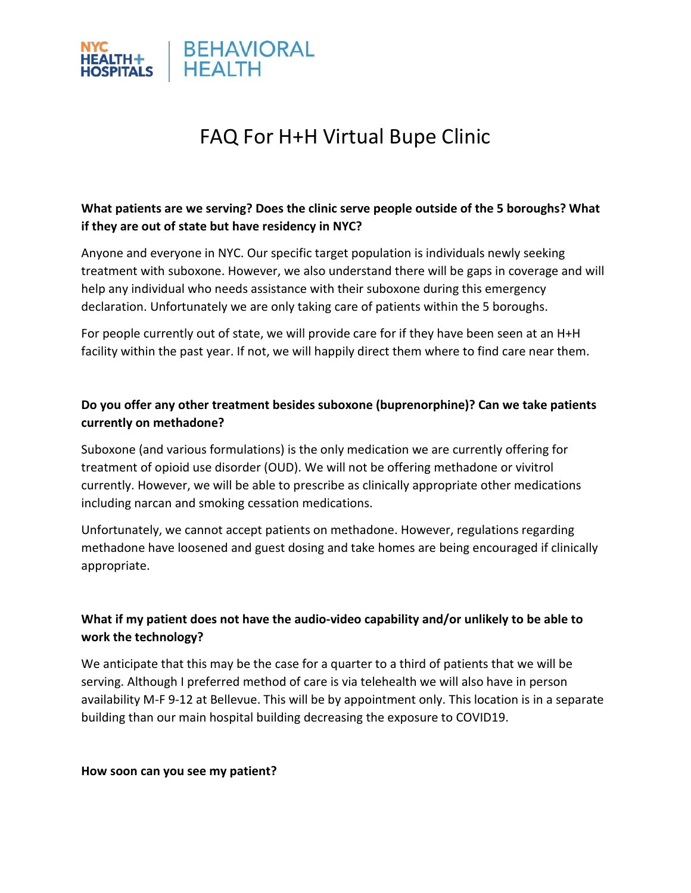NYC HEALTH+ HOSPITALS | BEHAVIORAL HEALTH

# FAQ For H+H Virtual Bupe Clinic

**What patients are we serving? Does the clinic serve people outside of the 5 boroughs? What if they are out of state but have residency in NYC?**

Anyone and everyone in NYC. Our specific target population is individuals newly seeking treatment with suboxone. However, we also understand there will be gaps in coverage and will help any individual who needs assistance with their suboxone during this emergency declaration. Unfortunately we are only taking care of patients within the 5 boroughs.

For people currently out of state, we will provide care for if they have been seen at an H+H facility within the past year. If not, we will happily direct them where to find care near them.

**Do you offer any other treatment besides suboxone (buprenorphine)? Can we take patients currently on methadone?**

Suboxone (and various formulations) is the only medication we are currently offering for treatment of opioid use disorder (OUD). We will not be offering methadone or vivitrol currently. However, we will be able to prescribe as clinically appropriate other medications including narcan and smoking cessation medications.

Unfortunately, we cannot accept patients on methadone. However, regulations regarding methadone have loosened and guest dosing and take homes are being encouraged if clinically appropriate.

**What if my patient does not have the audio-video capability and/or unlikely to be able to work the technology?**

We anticipate that this may be the case for a quarter to a third of patients that we will be serving. Although I preferred method of care is via telehealth we will also have in person availability M-F 9-12 at Bellevue. This will be by appointment only. This location is in a separate building than our main hospital building decreasing the exposure to COVID19.

**How soon can you see my patient?**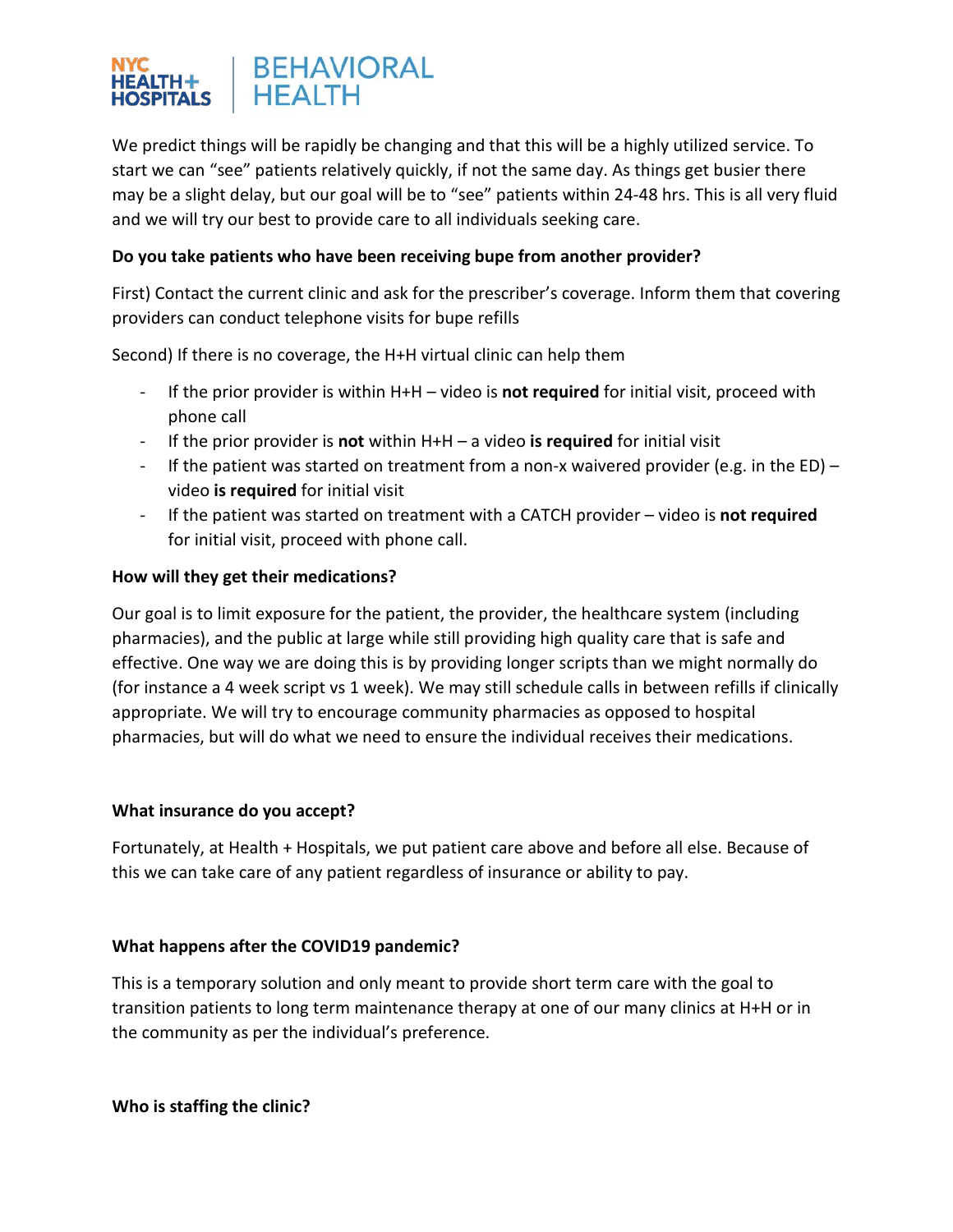We predict things will be rapidly be changing and that this will be a highly utilized service. To start we can "see" patients relatively quickly, if not the same day. As things get busier there may be a slight delay, but our goal will be to "see" patients within 24-48 hrs. This is all very fluid and we will try our best to provide care to all individuals seeking care.

**Do you take patients who have been receiving bupe from another provider?**

First) Contact the current clinic and ask for the prescriber's coverage. Inform them that covering providers can conduct telephone visits for bupe refills

Second) If there is no coverage, the H+H virtual clinic can help them

- If the prior provider is within H+H – video is **not required** for initial visit, proceed with phone call
- If the prior provider is **not** within H+H – a video **is required** for initial visit
- If the patient was started on treatment from a non-x waivered provider (e.g. in the ED) – video **is required** for initial visit
- If the patient was started on treatment with a CATCH provider – video is **not required** for initial visit, proceed with phone call.

**How will they get their medications?**

Our goal is to limit exposure for the patient, the provider, the healthcare system (including pharmacies), and the public at large while still providing high quality care that is safe and effective. One way we are doing this is by providing longer scripts than we might normally do (for instance a 4 week script vs 1 week). We may still schedule calls in between refills if clinically appropriate. We will try to encourage community pharmacies as opposed to hospital pharmacies, but will do what we need to ensure the individual receives their medications.

**What insurance do you accept?**

Fortunately, at Health + Hospitals, we put patient care above and before all else. Because of this we can take care of any patient regardless of insurance or ability to pay.

**What happens after the COVID19 pandemic?**

This is a temporary solution and only meant to provide short term care with the goal to transition patients to long term maintenance therapy at one of our many clinics at H+H or in the community as per the individual's preference.

**Who is staffing the clinic?**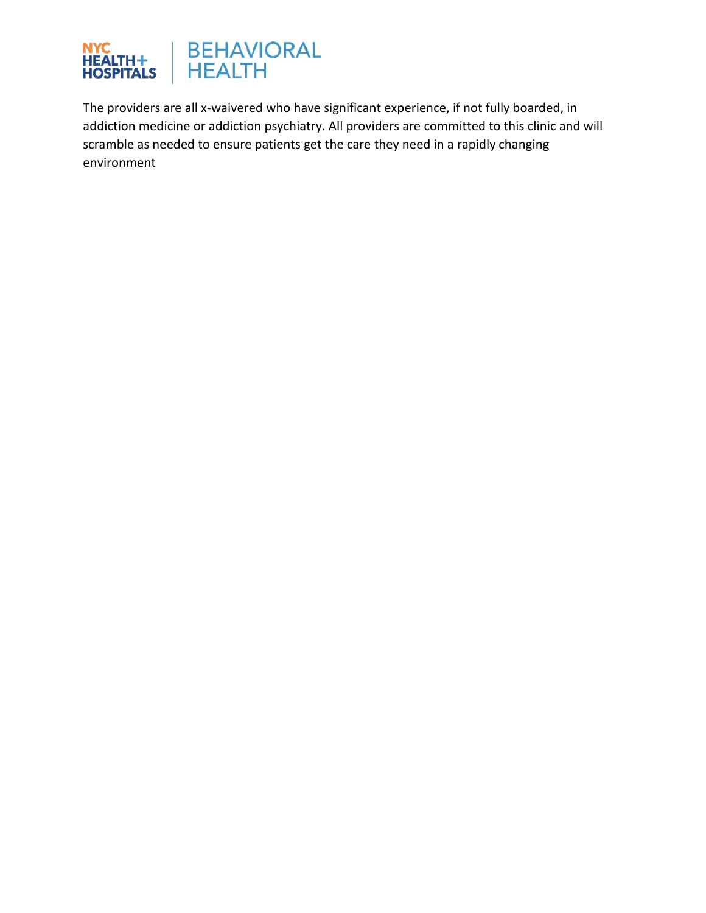The providers are all x-waivered who have significant experience, if not fully boarded, in addiction medicine or addiction psychiatry. All providers are committed to this clinic and will scramble as needed to ensure patients get the care they need in a rapidly changing environment